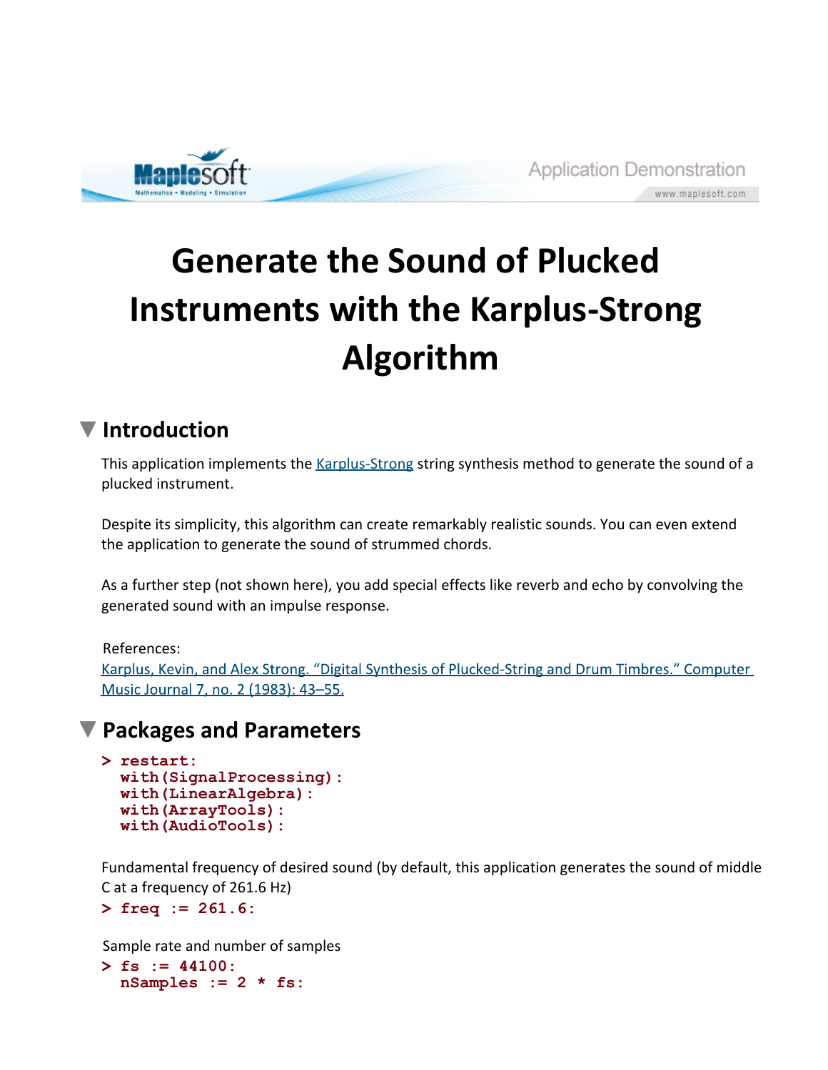# Generate the Sound of Plucked Instruments with the Karplus-Strong Algorithm

## Introduction

This application implements the Karplus-Strong string synthesis method to generate the sound of a plucked instrument.

Despite its simplicity, this algorithm can create remarkably realistic sounds. You can even extend the application to generate the sound of strummed chords.

As a further step (not shown here), you add special effects like reverb and echo by convolving the generated sound with an impulse response.

References:
Karplus, Kevin, and Alex Strong. "Digital Synthesis of Plucked-String and Drum Timbres." Computer Music Journal 7, no. 2 (1983): 43–55.

## Packages and Parameters

```
> restart:
  with(SignalProcessing):
  with(LinearAlgebra):
  with(ArrayTools):
  with(AudioTools):
```

Fundamental frequency of desired sound (by default, this application generates the sound of middle C at a frequency of 261.6 Hz)

```
> freq := 261.6:
```

Sample rate and number of samples

```
> fs := 44100:
  nSamples := 2 * fs:
```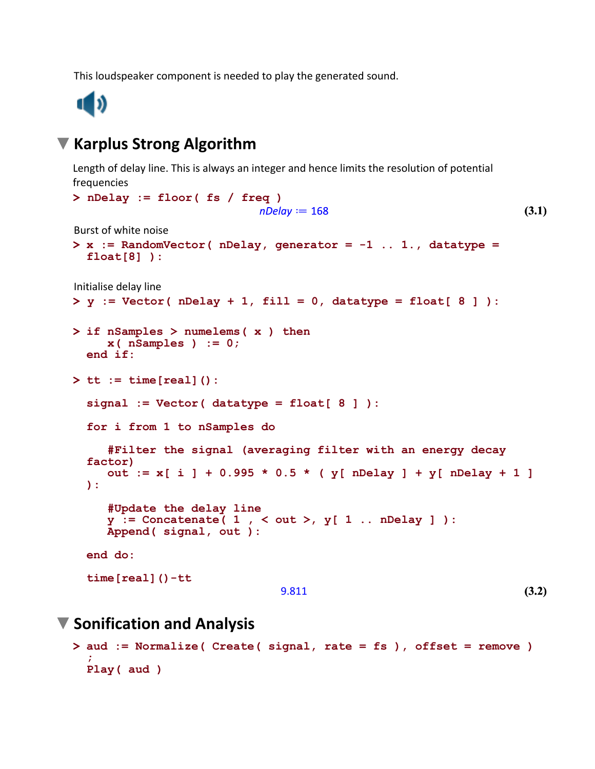This loudspeaker component is needed to play the generated sound.

## Karplus Strong Algorithm

Length of delay line. This is always an integer and hence limits the resolution of potential frequencies

```
> nDelay := floor( fs / freq )
```

$$nDelay := 168 \quad (3.1)$$

Burst of white noise

```
> x := RandomVector( nDelay, generator = -1 .. 1., datatype = float[8] ):
```

Initialise delay line

```
> y := Vector( nDelay + 1, fill = 0, datatype = float[ 8 ] ):
```

```
> if nSamples > numelems( x ) then
     x( nSamples ) := 0;
  end if:
```

```
> tt := time[real]():

  signal := Vector( datatype = float[ 8 ] ):

  for i from 1 to nSamples do

     #Filter the signal (averaging filter with an energy decay factor)
     out := x[ i ] + 0.995 * 0.5 * ( y[ nDelay ] + y[ nDelay + 1 ] ):

     #Update the delay line
     y := Concatenate( 1 , < out >, y[ 1 .. nDelay ] ):
     Append( signal, out ):

  end do:

  time[real]()-tt
```

$$9.811 \quad (3.2)$$

## Sonification and Analysis

```
> aud := Normalize( Create( signal, rate = fs ), offset = remove ) ;
  Play( aud )
```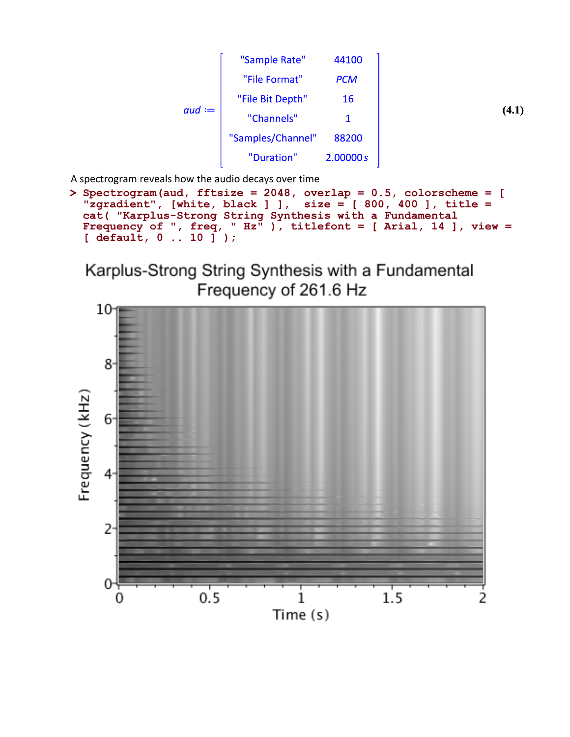$$aud := \begin{bmatrix} \text{"Sample Rate"} & 44100 \\ \text{"File Format"} & PCM \\ \text{"File Bit Depth"} & 16 \\ \text{"Channels"} & 1 \\ \text{"Samples/Channel"} & 88200 \\ \text{"Duration"} & 2.00000\,s \end{bmatrix} \tag{4.1}$$

A spectrogram reveals how the audio decays over time

```
> Spectrogram(aud, fftsize = 2048, overlap = 0.5, colorscheme = [
  "zgradient", [white, black ] ],  size = [ 800, 400 ], title =
  cat( "Karplus-Strong String Synthesis with a Fundamental
  Frequency of ", freq, " Hz" ), titlefont = [ Arial, 14 ], view =
  [ default, 0 .. 10 ] );
```

Karplus-Strong String Synthesis with a Fundamental Frequency of 261.6 Hz

Frequency (kHz)

0
2
4
6
8
10

Time (s)

0
0.5
1
1.5
2